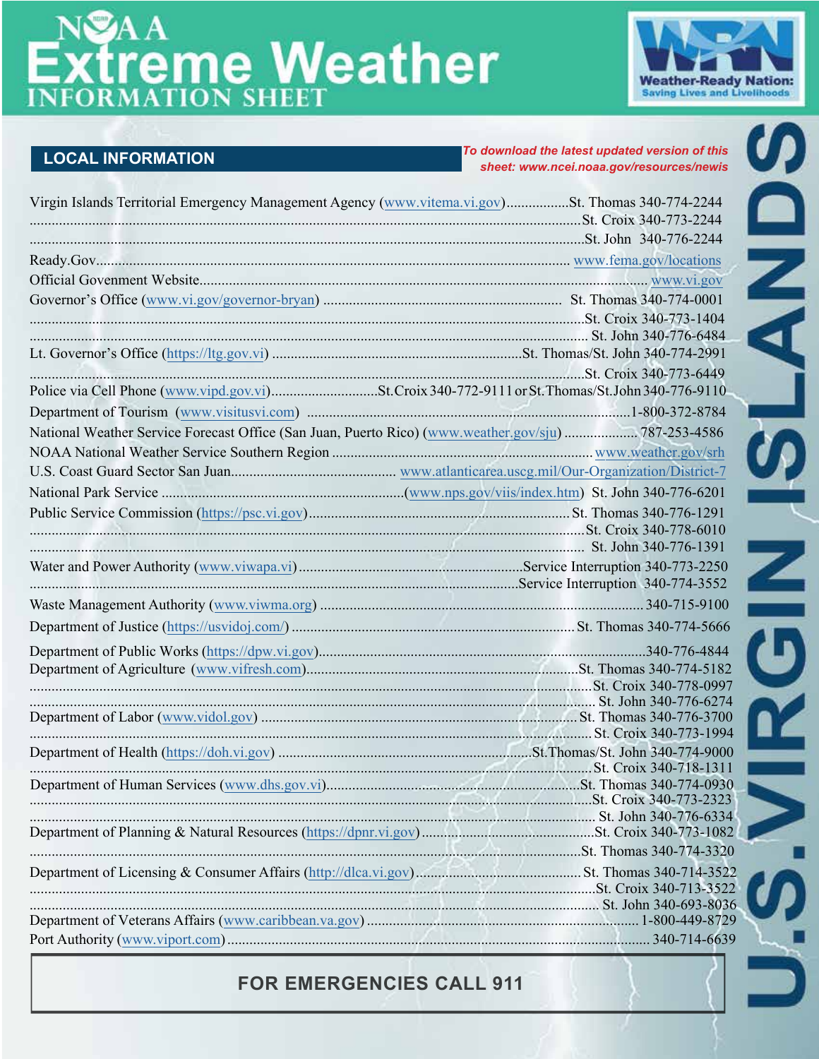# NOAA Extreme Weather INFORMATION SHEET

Weather-Ready Nation: Saving Lives and Livelihoods

U.S. VIRGIN ISLANDS

## LOCAL INFORMATION

*To download the latest updated version of this sheet: www.ncei.noaa.gov/resources/newis*

Virgin Islands Territorial Emergency Management Agency (www.vitema.vi.gov)................St. Thomas 340-774-2244
.................St. Croix 340-773-2244
.................St. John 340-776-2244

Ready.Gov................ www.fema.gov/locations

Official Govenment Website................ www.vi.gov

Governor's Office (www.vi.gov/governor-bryan) ................ St. Thomas 340-774-0001
.................St. Croix 340-773-1404
................. St. John 340-776-6484

Lt. Governor's Office (https://ltg.gov.vi) ................St. Thomas/St. John 340-774-2991
.................St. Croix 340-773-6449

Police via Cell Phone (www.vipd.gov.vi)................St.Croix 340-772-9111 or St.Thomas/St.John 340-776-9110

Department of Tourism (www.visitusvi.com) ................1-800-372-8784

National Weather Service Forecast Office (San Juan, Puerto Rico) (www.weather.gov/sju) ................ 787-253-4586

NOAA National Weather Service Southern Region ................ www.weather.gov/srh

U.S. Coast Guard Sector San Juan................ www.atlanticarea.uscg.mil/Our-Organization/District-7

National Park Service ................(www.nps.gov/viis/index.htm) St. John 340-776-6201

Public Service Commission (https://psc.vi.gov)................ St. Thomas 340-776-1291
.................St. Croix 340-778-6010
................. St. John 340-776-1391

Water and Power Authority (www.viwapa.vi)................Service Interruption 340-773-2250
.................Service Interruption 340-774-3552

Waste Management Authority (www.viwma.org) ................340-715-9100

Department of Justice (https://usvidoj.com/) ................ St. Thomas 340-774-5666

Department of Public Works (https://dpw.vi.gov)................340-776-4844

Department of Agriculture (www.vifresh.com)................St. Thomas 340-774-5182
.................St. Croix 340-778-0997
................. St. John 340-776-6274

Department of Labor (www.vidol.gov) ................St. Thomas 340-776-3700
................. St. Croix 340-773-1994

Department of Health (https://doh.vi.gov) ................St.Thomas/St. John 340-774-9000
.................St. Croix 340-718-1311

Department of Human Services (www.dhs.gov.vi)................St. Thomas 340-774-0930
.................St. Croix 340-773-2323
................. St. John 340-776-6334

Department of Planning & Natural Resources (https://dpnr.vi.gov)................St. Croix 340-773-1082
.................St. Thomas 340-774-3320

Department of Licensing & Consumer Affairs (http://dlca.vi.gov)................ St. Thomas 340-714-3522
.................St. Croix 340-713-3522
................. St. John 340-693-8036

Department of Veterans Affairs (www.caribbean.va.gov) ................1-800-449-8729

Port Authority (www.viport.com)................ 340-714-6639

**FOR EMERGENCIES CALL 911**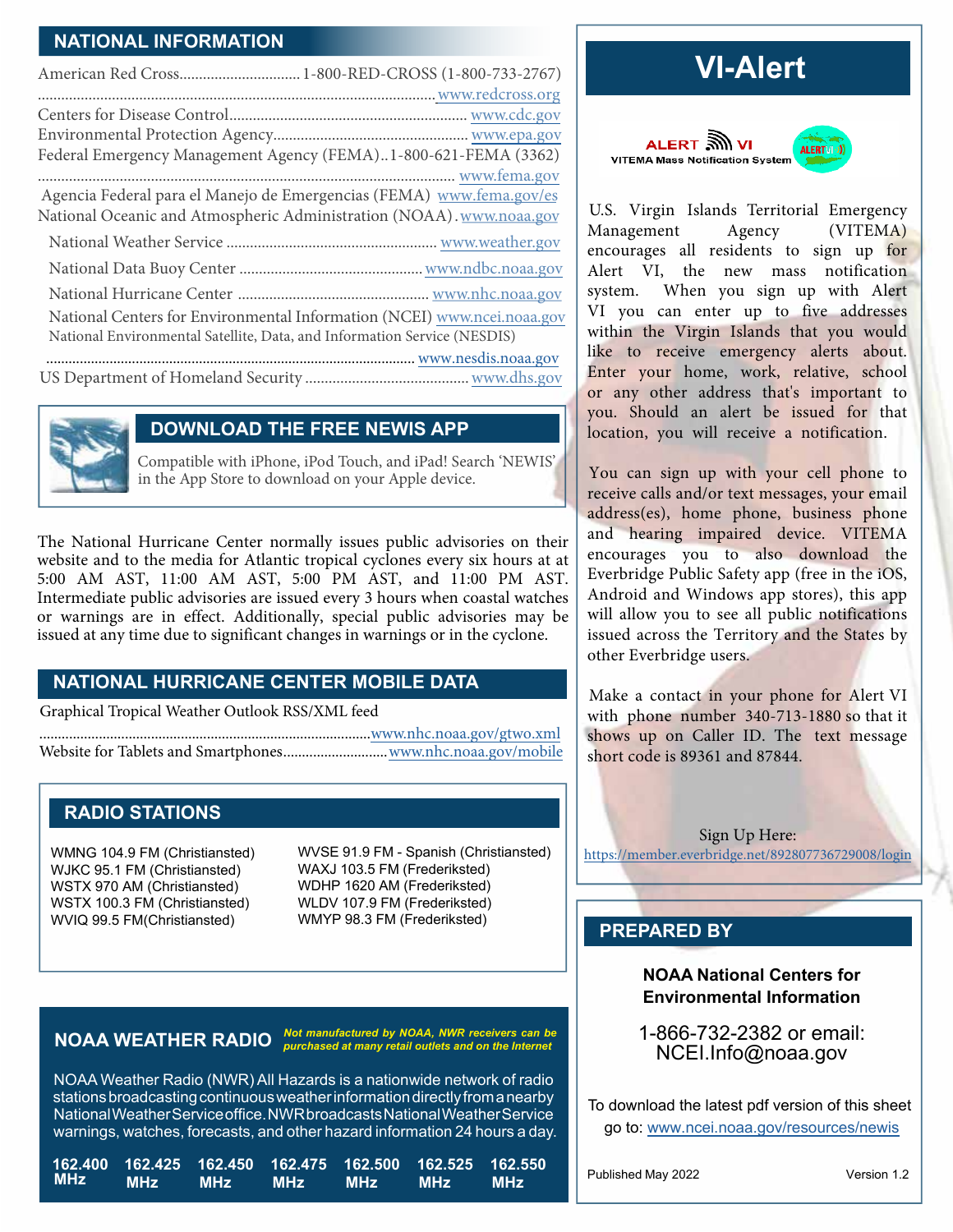## NATIONAL INFORMATION

American Red Cross............................... 1-800-RED-CROSS (1-800-733-2767)
...................................................................................................... www.redcross.org
Centers for Disease Control.............................................................. www.cdc.gov
Environmental Protection Agency.................................................. www.epa.gov
Federal Emergency Management Agency (FEMA)..1-800-621-FEMA (3362)
.............................................................................................................. www.fema.gov
Agencia Federal para el Manejo de Emergencias (FEMA) www.fema.gov/es
National Oceanic and Atmospheric Administration (NOAA) . www.noaa.gov

- National Weather Service ...................................................... www.weather.gov
- National Data Buoy Center ............................................... www.ndbc.noaa.gov
- National Hurricane Center ................................................. www.nhc.noaa.gov
- National Centers for Environmental Information (NCEI) www.ncei.noaa.gov
- National Environmental Satellite, Data, and Information Service (NESDIS) ................................................................................. www.nesdis.noaa.gov

US Department of Homeland Security .......................................... www.dhs.gov

## DOWNLOAD THE FREE NEWIS APP

Compatible with iPhone, iPod Touch, and iPad! Search 'NEWIS' in the App Store to download on your Apple device.

The National Hurricane Center normally issues public advisories on their website and to the media for Atlantic tropical cyclones every six hours at at 5:00 AM AST, 11:00 AM AST, 5:00 PM AST, and 11:00 PM AST. Intermediate public advisories are issued every 3 hours when coastal watches or warnings are in effect. Additionally, special public advisories may be issued at any time due to significant changes in warnings or in the cyclone.

## NATIONAL HURRICANE CENTER MOBILE DATA

Graphical Tropical Weather Outlook RSS/XML feed
.......................................................................................www.nhc.noaa.gov/gtwo.xml
Website for Tablets and Smartphones............................www.nhc.noaa.gov/mobile

## RADIO STATIONS

- WMNG 104.9 FM (Christiansted)
- WJKC 95.1 FM (Christiansted)
- WSTX 970 AM (Christiansted)
- WSTX 100.3 FM (Christiansted)
- WVIQ 99.5 FM(Christiansted)
- WVSE 91.9 FM - Spanish (Christiansted)
- WAXJ 103.5 FM (Frederiksted)
- WDHP 1620 AM (Frederiksted)
- WLDV 107.9 FM (Frederiksted)
- WMYP 98.3 FM (Frederiksted)

## NOAA WEATHER RADIO

*Not manufactured by NOAA, NWR receivers can be purchased at many retail outlets and on the Internet*

NOAA Weather Radio (NWR) All Hazards is a nationwide network of radio stations broadcasting continuous weather information directly from a nearby National Weather Service office. NWR broadcasts National Weather Service warnings, watches, forecasts, and other hazard information 24 hours a day.

**162.400 MHz | 162.425 MHz | 162.450 MHz | 162.475 MHz | 162.500 MHz | 162.525 MHz | 162.550 MHz**

## VI-Alert

ALERT VI
VITEMA Mass Notification System

U.S. Virgin Islands Territorial Emergency Management Agency (VITEMA) encourages all residents to sign up for Alert VI, the new mass notification system. When you sign up with Alert VI you can enter up to five addresses within the Virgin Islands that you would like to receive emergency alerts about. Enter your home, work, relative, school or any other address that's important to you. Should an alert be issued for that location, you will receive a notification.

You can sign up with your cell phone to receive calls and/or text messages, your email address(es), home phone, business phone and hearing impaired device. VITEMA encourages you to also download the Everbridge Public Safety app (free in the iOS, Android and Windows app stores), this app will allow you to see all public notifications issued across the Territory and the States by other Everbridge users.

Make a contact in your phone for Alert VI with phone number 340-713-1880 so that it shows up on Caller ID. The text message short code is 89361 and 87844.

Sign Up Here:
https://member.everbridge.net/892807736729008/login

## PREPARED BY

**NOAA National Centers for Environmental Information**

1-866-732-2382 or email:
NCEI.Info@noaa.gov

To download the latest pdf version of this sheet go to: www.ncei.noaa.gov/resources/newis

Published May 2022 — Version 1.2